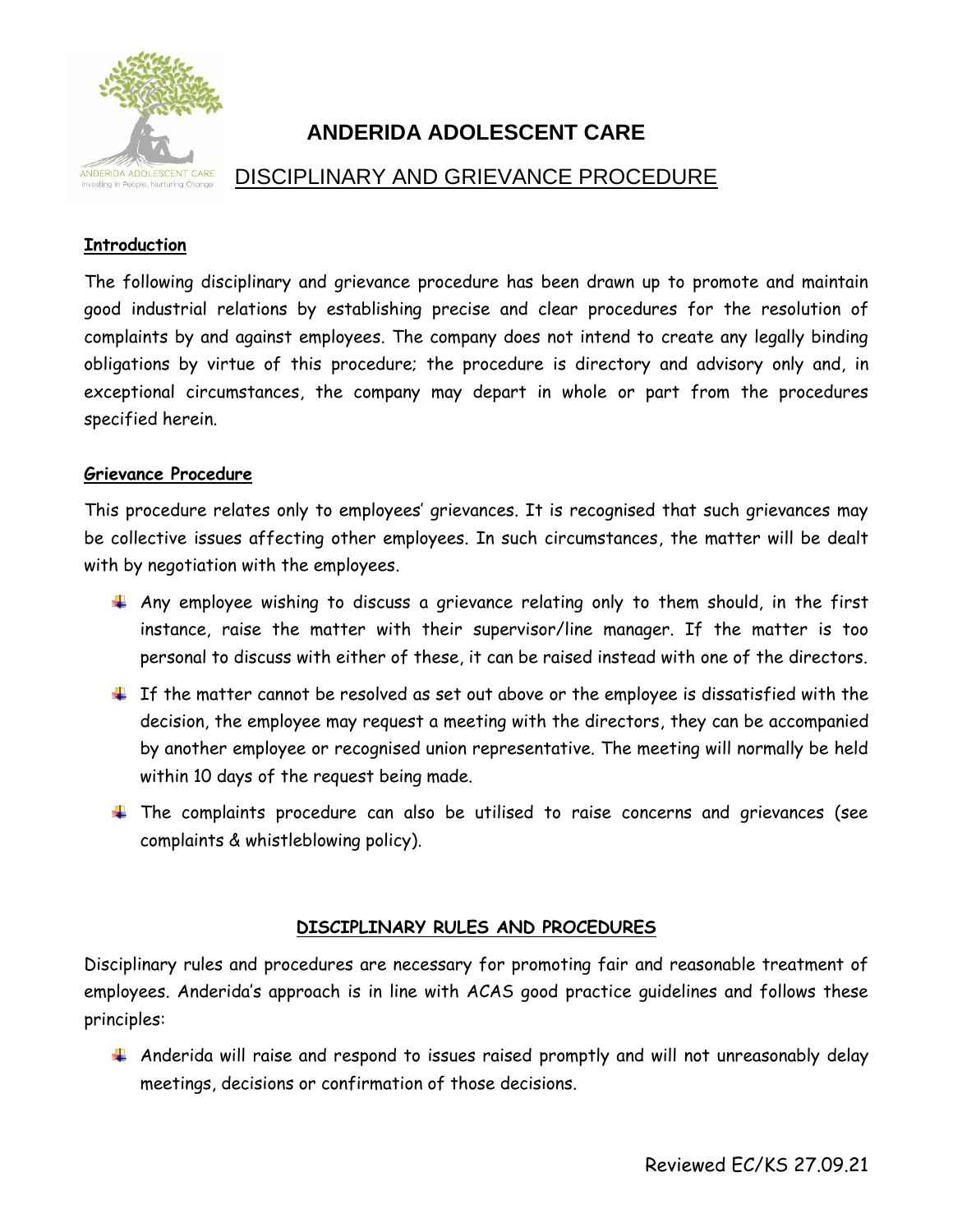# ANDERIDA ADOLESCENT CARE

## DISCIPLINARY AND GRIEVANCE PROCEDURE

### Introduction

The following disciplinary and grievance procedure has been drawn up to promote and maintain good industrial relations by establishing precise and clear procedures for the resolution of complaints by and against employees. The company does not intend to create any legally binding obligations by virtue of this procedure; the procedure is directory and advisory only and, in exceptional circumstances, the company may depart in whole or part from the procedures specified herein.

### Grievance Procedure

This procedure relates only to employees' grievances. It is recognised that such grievances may be collective issues affecting other employees. In such circumstances, the matter will be dealt with by negotiation with the employees.

- Any employee wishing to discuss a grievance relating only to them should, in the first instance, raise the matter with their supervisor/line manager. If the matter is too personal to discuss with either of these, it can be raised instead with one of the directors.
- If the matter cannot be resolved as set out above or the employee is dissatisfied with the decision, the employee may request a meeting with the directors, they can be accompanied by another employee or recognised union representative. The meeting will normally be held within 10 days of the request being made.
- The complaints procedure can also be utilised to raise concerns and grievances (see complaints & whistleblowing policy).

### DISCIPLINARY RULES AND PROCEDURES

Disciplinary rules and procedures are necessary for promoting fair and reasonable treatment of employees. Anderida's approach is in line with ACAS good practice guidelines and follows these principles:

- Anderida will raise and respond to issues raised promptly and will not unreasonably delay meetings, decisions or confirmation of those decisions.

Reviewed EC/KS 27.09.21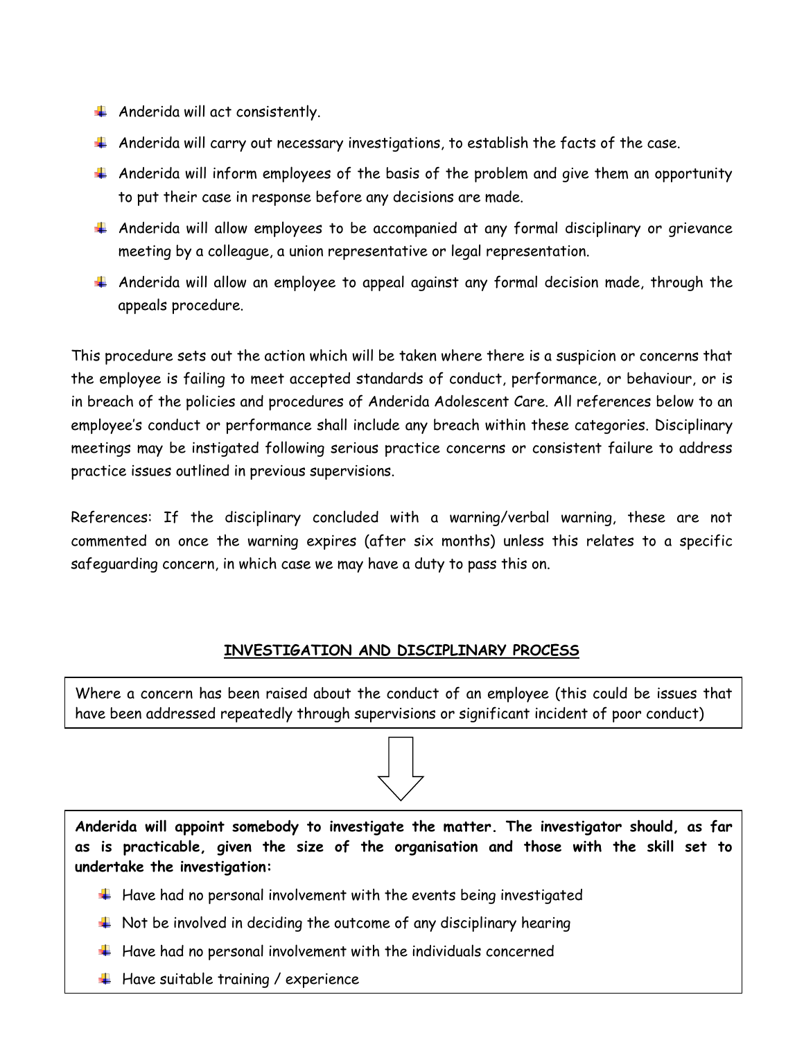- Anderida will act consistently.
- Anderida will carry out necessary investigations, to establish the facts of the case.
- Anderida will inform employees of the basis of the problem and give them an opportunity to put their case in response before any decisions are made.
- Anderida will allow employees to be accompanied at any formal disciplinary or grievance meeting by a colleague, a union representative or legal representation.
- Anderida will allow an employee to appeal against any formal decision made, through the appeals procedure.

This procedure sets out the action which will be taken where there is a suspicion or concerns that the employee is failing to meet accepted standards of conduct, performance, or behaviour, or is in breach of the policies and procedures of Anderida Adolescent Care. All references below to an employee's conduct or performance shall include any breach within these categories. Disciplinary meetings may be instigated following serious practice concerns or consistent failure to address practice issues outlined in previous supervisions.

References: If the disciplinary concluded with a warning/verbal warning, these are not commented on once the warning expires (after six months) unless this relates to a specific safeguarding concern, in which case we may have a duty to pass this on.

## INVESTIGATION AND DISCIPLINARY PROCESS

Where a concern has been raised about the conduct of an employee (this could be issues that have been addressed repeatedly through supervisions or significant incident of poor conduct)

↓

**Anderida will appoint somebody to investigate the matter. The investigator should, as far as is practicable, given the size of the organisation and those with the skill set to undertake the investigation:**

- Have had no personal involvement with the events being investigated
- Not be involved in deciding the outcome of any disciplinary hearing
- Have had no personal involvement with the individuals concerned
- Have suitable training / experience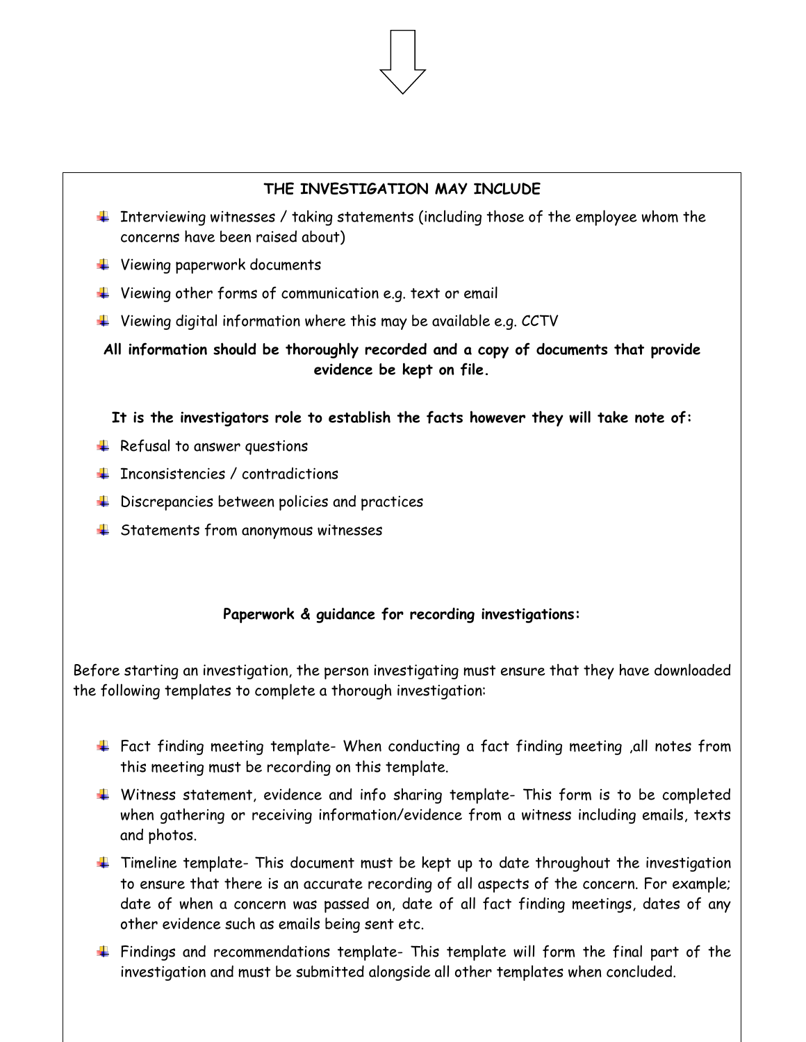## THE INVESTIGATION MAY INCLUDE

- Interviewing witnesses / taking statements (including those of the employee whom the concerns have been raised about)
- Viewing paperwork documents
- Viewing other forms of communication e.g. text or email
- Viewing digital information where this may be available e.g. CCTV

**All information should be thoroughly recorded and a copy of documents that provide evidence be kept on file.**

**It is the investigators role to establish the facts however they will take note of:**

- Refusal to answer questions
- Inconsistencies / contradictions
- Discrepancies between policies and practices
- Statements from anonymous witnesses

**Paperwork & guidance for recording investigations:**

Before starting an investigation, the person investigating must ensure that they have downloaded the following templates to complete a thorough investigation:

- Fact finding meeting template- When conducting a fact finding meeting ,all notes from this meeting must be recording on this template.
- Witness statement, evidence and info sharing template- This form is to be completed when gathering or receiving information/evidence from a witness including emails, texts and photos.
- Timeline template- This document must be kept up to date throughout the investigation to ensure that there is an accurate recording of all aspects of the concern. For example; date of when a concern was passed on, date of all fact finding meetings, dates of any other evidence such as emails being sent etc.
- Findings and recommendations template- This template will form the final part of the investigation and must be submitted alongside all other templates when concluded.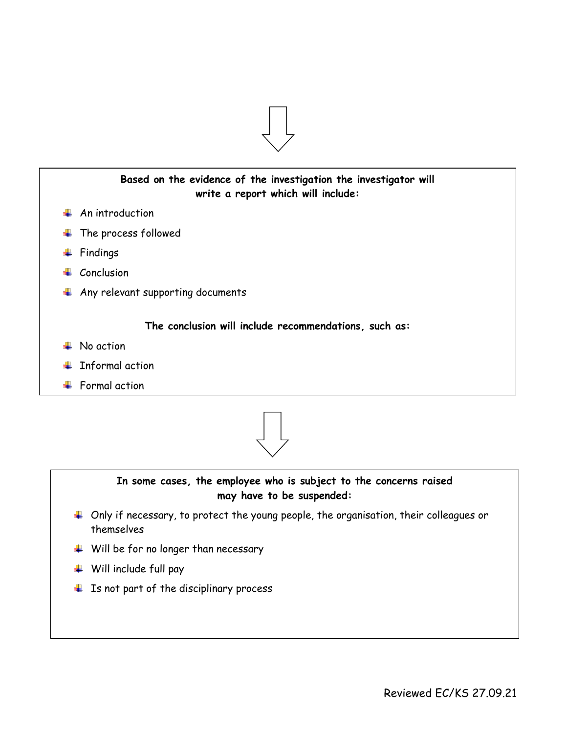**Based on the evidence of the investigation the investigator will write a report which will include:**

- An introduction
- The process followed
- Findings
- Conclusion
- Any relevant supporting documents

**The conclusion will include recommendations, such as:**

- No action
- Informal action
- Formal action

**In some cases, the employee who is subject to the concerns raised may have to be suspended:**

- Only if necessary, to protect the young people, the organisation, their colleagues or themselves
- Will be for no longer than necessary
- Will include full pay
- Is not part of the disciplinary process

Reviewed EC/KS 27.09.21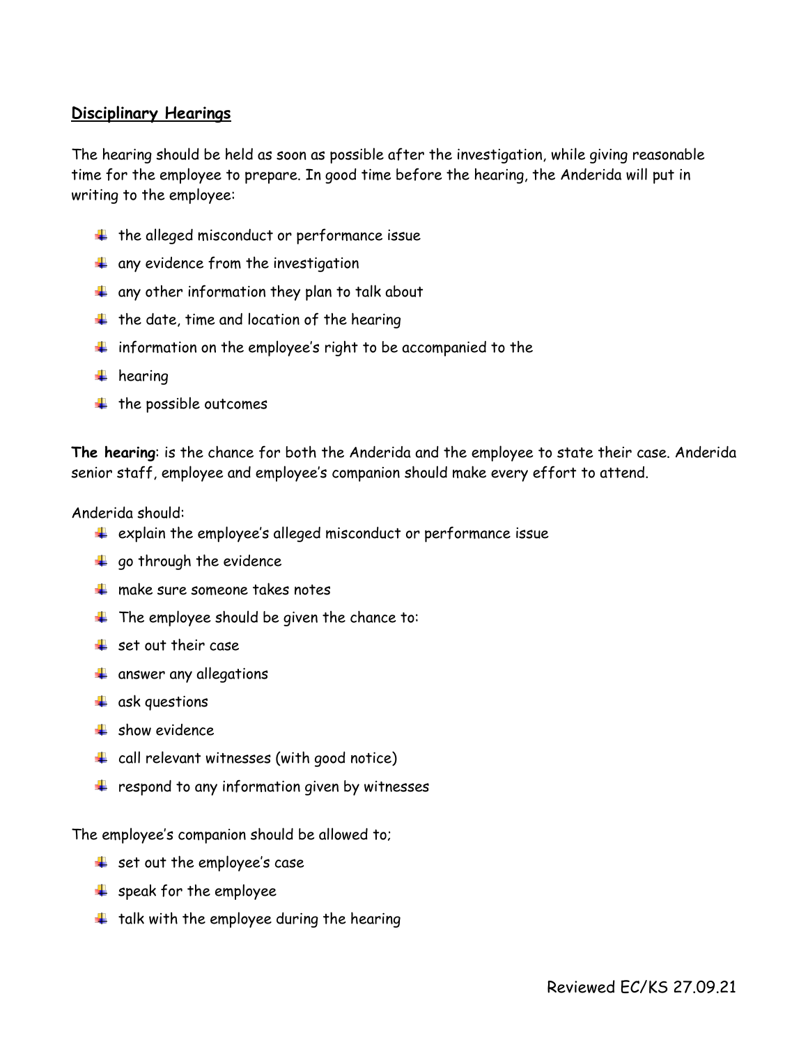## Disciplinary Hearings

The hearing should be held as soon as possible after the investigation, while giving reasonable time for the employee to prepare. In good time before the hearing, the Anderida will put in writing to the employee:

- the alleged misconduct or performance issue
- any evidence from the investigation
- any other information they plan to talk about
- the date, time and location of the hearing
- information on the employee's right to be accompanied to the
- hearing
- the possible outcomes

**The hearing**: is the chance for both the Anderida and the employee to state their case. Anderida senior staff, employee and employee's companion should make every effort to attend.

Anderida should:

- explain the employee's alleged misconduct or performance issue
- go through the evidence
- make sure someone takes notes
- The employee should be given the chance to:
- set out their case
- answer any allegations
- ask questions
- show evidence
- call relevant witnesses (with good notice)
- respond to any information given by witnesses

The employee's companion should be allowed to;

- set out the employee's case
- speak for the employee
- talk with the employee during the hearing

Reviewed EC/KS 27.09.21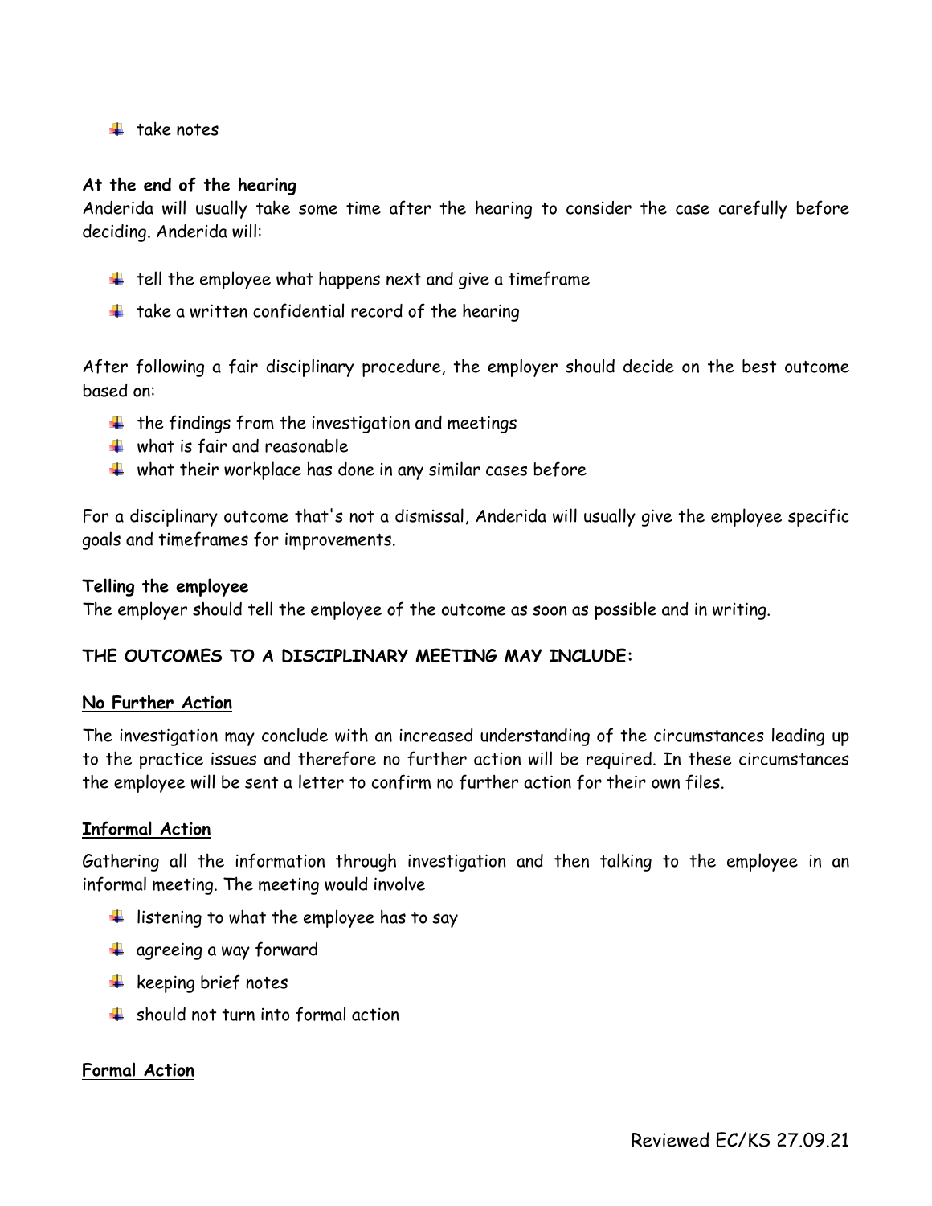- take notes

**At the end of the hearing**
Anderida will usually take some time after the hearing to consider the case carefully before deciding. Anderida will:

- tell the employee what happens next and give a timeframe
- take a written confidential record of the hearing

After following a fair disciplinary procedure, the employer should decide on the best outcome based on:

- the findings from the investigation and meetings
- what is fair and reasonable
- what their workplace has done in any similar cases before

For a disciplinary outcome that's not a dismissal, Anderida will usually give the employee specific goals and timeframes for improvements.

**Telling the employee**
The employer should tell the employee of the outcome as soon as possible and in writing.

**THE OUTCOMES TO A DISCIPLINARY MEETING MAY INCLUDE:**

**No Further Action**

The investigation may conclude with an increased understanding of the circumstances leading up to the practice issues and therefore no further action will be required. In these circumstances the employee will be sent a letter to confirm no further action for their own files.

**Informal Action**

Gathering all the information through investigation and then talking to the employee in an informal meeting. The meeting would involve

- listening to what the employee has to say
- agreeing a way forward
- keeping brief notes
- should not turn into formal action

**Formal Action**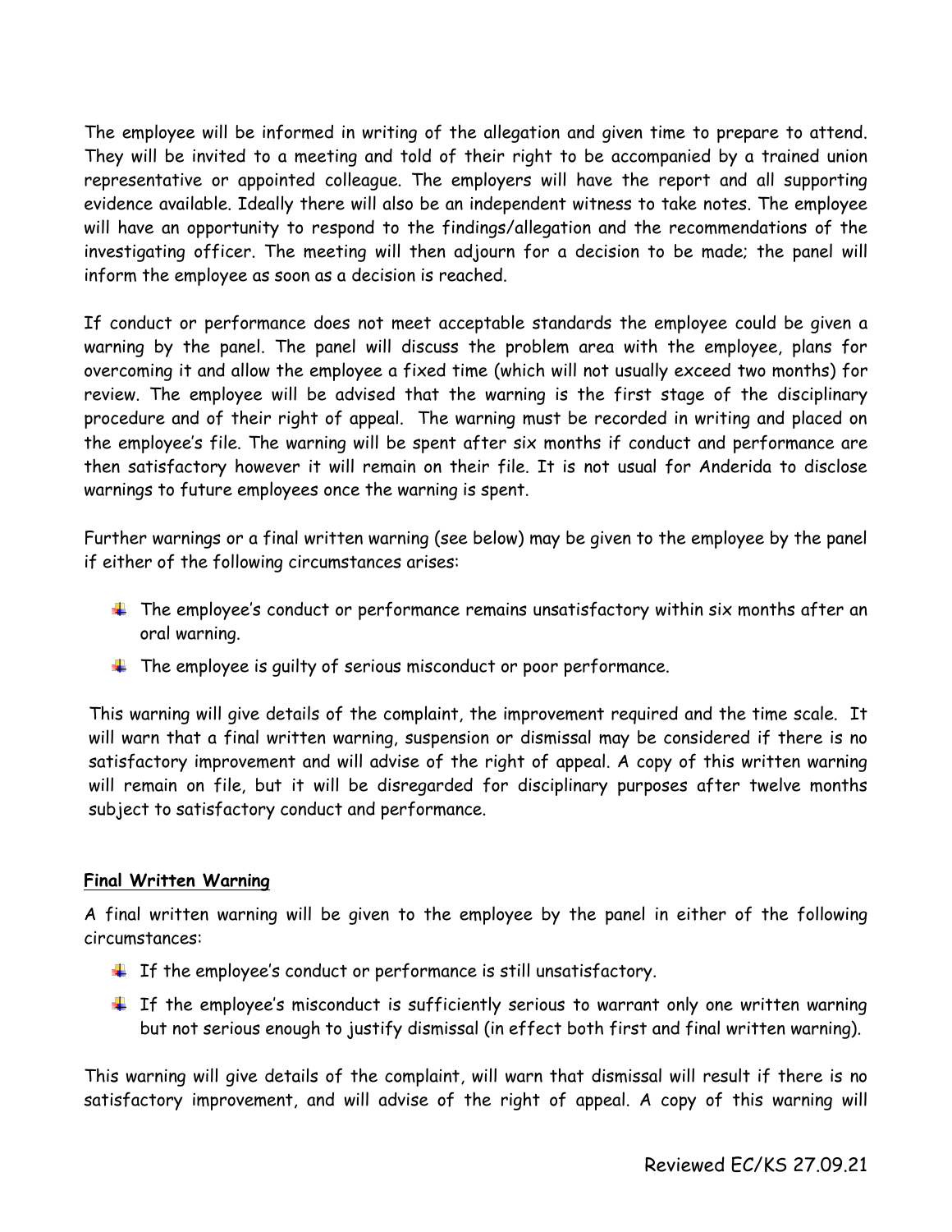The employee will be informed in writing of the allegation and given time to prepare to attend. They will be invited to a meeting and told of their right to be accompanied by a trained union representative or appointed colleague. The employers will have the report and all supporting evidence available. Ideally there will also be an independent witness to take notes. The employee will have an opportunity to respond to the findings/allegation and the recommendations of the investigating officer. The meeting will then adjourn for a decision to be made; the panel will inform the employee as soon as a decision is reached.

If conduct or performance does not meet acceptable standards the employee could be given a warning by the panel. The panel will discuss the problem area with the employee, plans for overcoming it and allow the employee a fixed time (which will not usually exceed two months) for review. The employee will be advised that the warning is the first stage of the disciplinary procedure and of their right of appeal. The warning must be recorded in writing and placed on the employee's file. The warning will be spent after six months if conduct and performance are then satisfactory however it will remain on their file. It is not usual for Anderida to disclose warnings to future employees once the warning is spent.

Further warnings or a final written warning (see below) may be given to the employee by the panel if either of the following circumstances arises:

- The employee's conduct or performance remains unsatisfactory within six months after an oral warning.
- The employee is guilty of serious misconduct or poor performance.

This warning will give details of the complaint, the improvement required and the time scale. It will warn that a final written warning, suspension or dismissal may be considered if there is no satisfactory improvement and will advise of the right of appeal. A copy of this written warning will remain on file, but it will be disregarded for disciplinary purposes after twelve months subject to satisfactory conduct and performance.

**Final Written Warning**

A final written warning will be given to the employee by the panel in either of the following circumstances:

- If the employee's conduct or performance is still unsatisfactory.
- If the employee's misconduct is sufficiently serious to warrant only one written warning but not serious enough to justify dismissal (in effect both first and final written warning).

This warning will give details of the complaint, will warn that dismissal will result if there is no satisfactory improvement, and will advise of the right of appeal. A copy of this warning will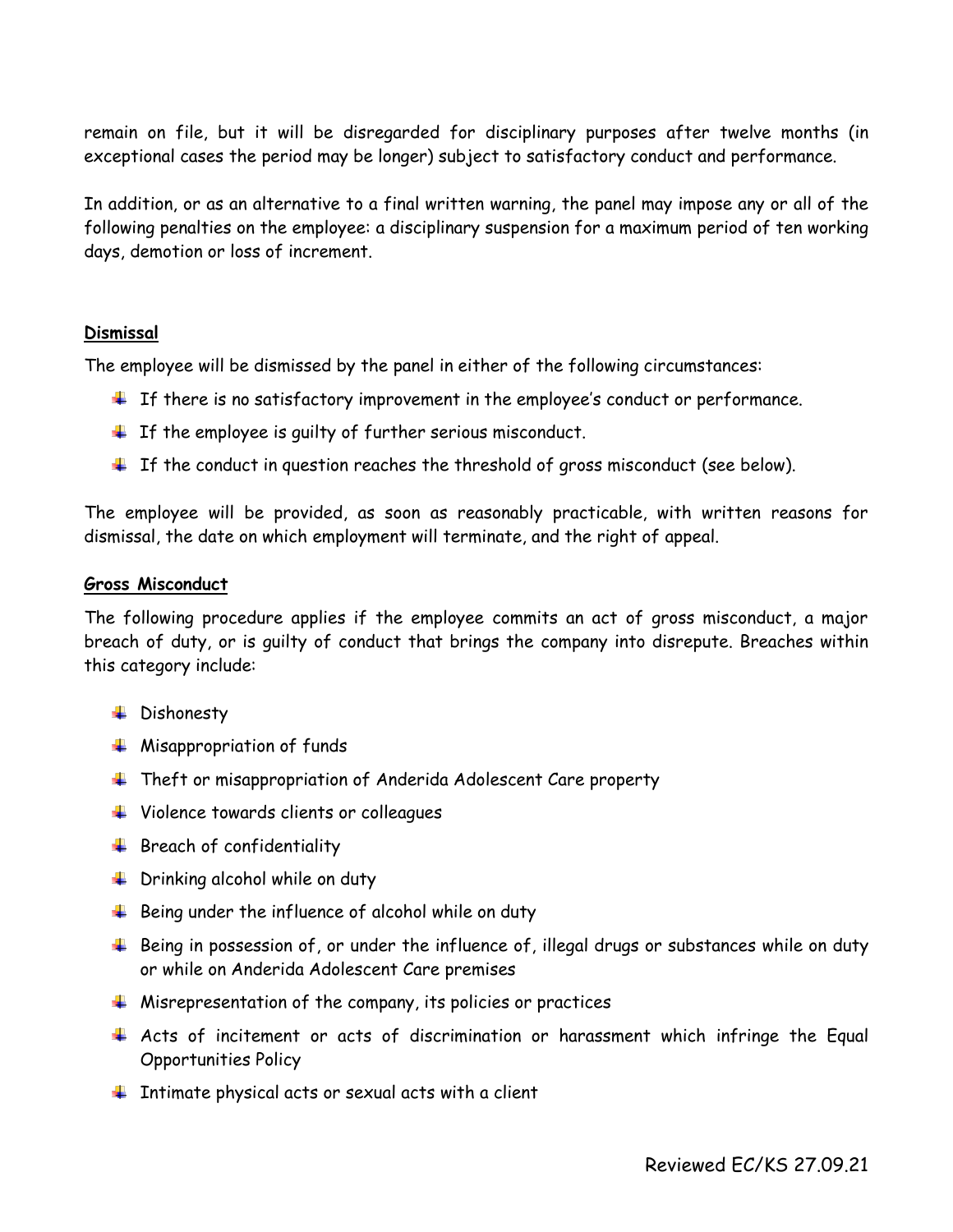remain on file, but it will be disregarded for disciplinary purposes after twelve months (in exceptional cases the period may be longer) subject to satisfactory conduct and performance.

In addition, or as an alternative to a final written warning, the panel may impose any or all of the following penalties on the employee: a disciplinary suspension for a maximum period of ten working days, demotion or loss of increment.

### Dismissal

The employee will be dismissed by the panel in either of the following circumstances:

- If there is no satisfactory improvement in the employee's conduct or performance.
- If the employee is guilty of further serious misconduct.
- If the conduct in question reaches the threshold of gross misconduct (see below).

The employee will be provided, as soon as reasonably practicable, with written reasons for dismissal, the date on which employment will terminate, and the right of appeal.

### Gross Misconduct

The following procedure applies if the employee commits an act of gross misconduct, a major breach of duty, or is guilty of conduct that brings the company into disrepute. Breaches within this category include:

- Dishonesty
- Misappropriation of funds
- Theft or misappropriation of Anderida Adolescent Care property
- Violence towards clients or colleagues
- Breach of confidentiality
- Drinking alcohol while on duty
- Being under the influence of alcohol while on duty
- Being in possession of, or under the influence of, illegal drugs or substances while on duty or while on Anderida Adolescent Care premises
- Misrepresentation of the company, its policies or practices
- Acts of incitement or acts of discrimination or harassment which infringe the Equal Opportunities Policy
- Intimate physical acts or sexual acts with a client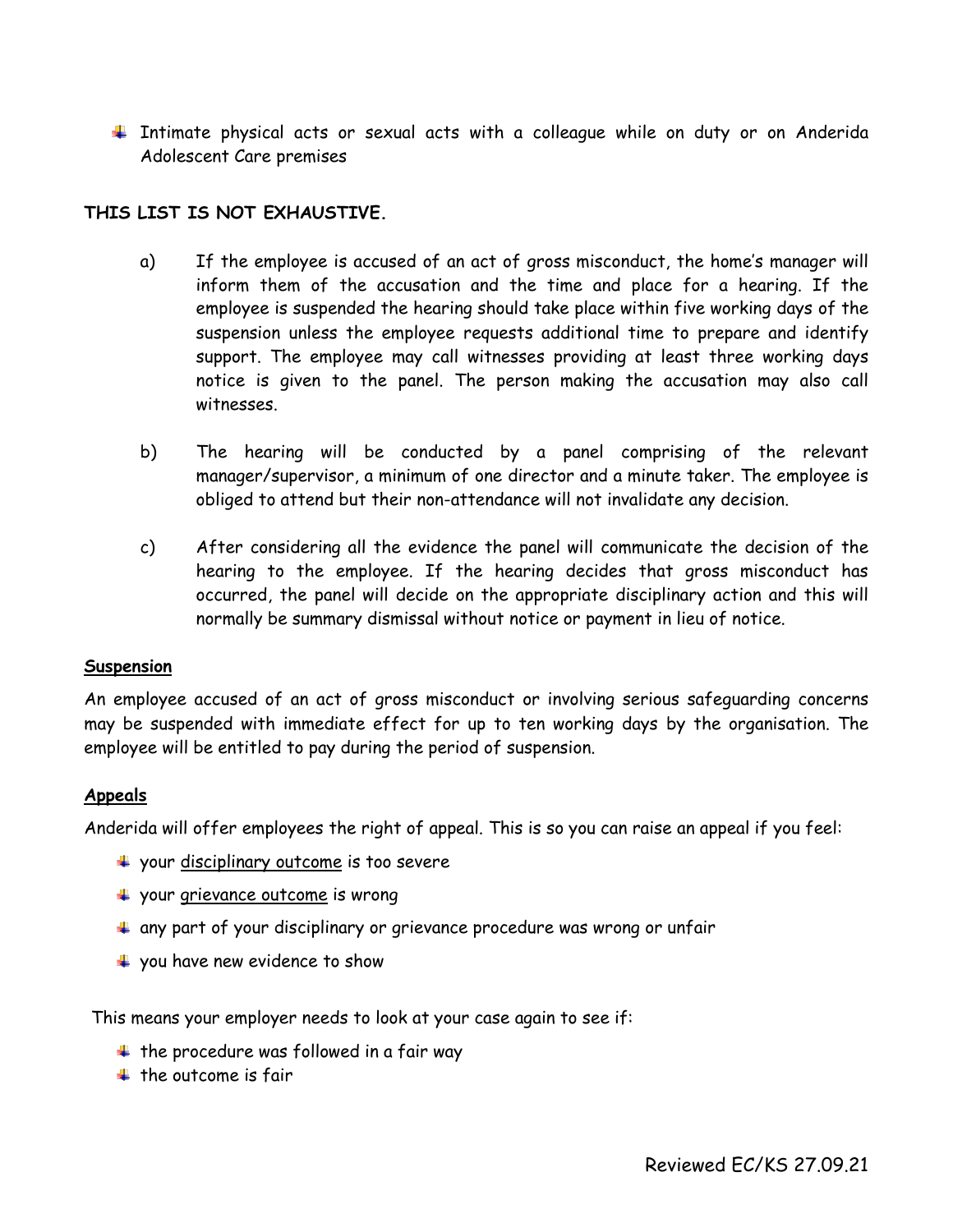- Intimate physical acts or sexual acts with a colleague while on duty or on Anderida Adolescent Care premises

**THIS LIST IS NOT EXHAUSTIVE.**

a) If the employee is accused of an act of gross misconduct, the home's manager will inform them of the accusation and the time and place for a hearing. If the employee is suspended the hearing should take place within five working days of the suspension unless the employee requests additional time to prepare and identify support. The employee may call witnesses providing at least three working days notice is given to the panel. The person making the accusation may also call witnesses.

b) The hearing will be conducted by a panel comprising of the relevant manager/supervisor, a minimum of one director and a minute taker. The employee is obliged to attend but their non-attendance will not invalidate any decision.

c) After considering all the evidence the panel will communicate the decision of the hearing to the employee. If the hearing decides that gross misconduct has occurred, the panel will decide on the appropriate disciplinary action and this will normally be summary dismissal without notice or payment in lieu of notice.

**Suspension**

An employee accused of an act of gross misconduct or involving serious safeguarding concerns may be suspended with immediate effect for up to ten working days by the organisation. The employee will be entitled to pay during the period of suspension.

**Appeals**

Anderida will offer employees the right of appeal. This is so you can raise an appeal if you feel:

- your disciplinary outcome is too severe
- your grievance outcome is wrong
- any part of your disciplinary or grievance procedure was wrong or unfair
- you have new evidence to show

This means your employer needs to look at your case again to see if:

- the procedure was followed in a fair way
- the outcome is fair

Reviewed EC/KS 27.09.21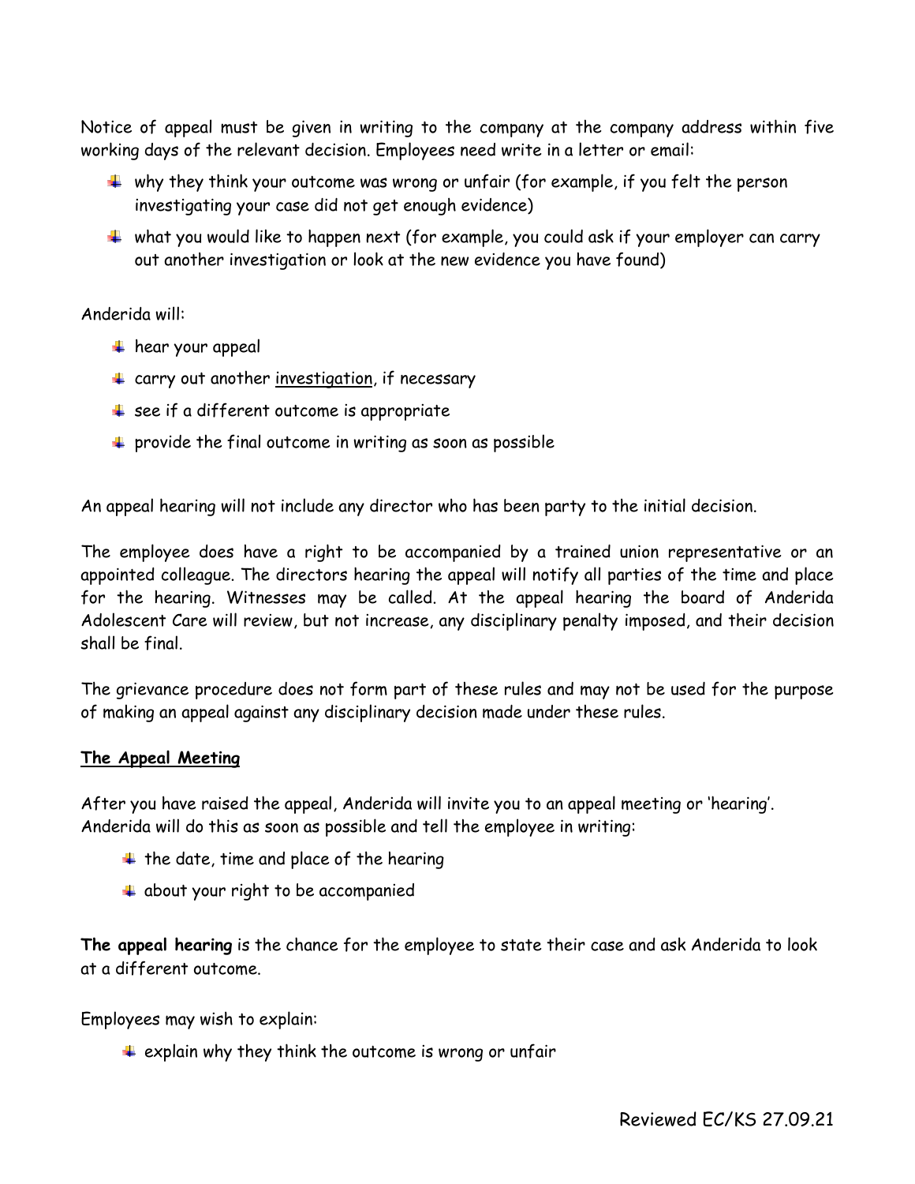Notice of appeal must be given in writing to the company at the company address within five working days of the relevant decision. Employees need write in a letter or email:

- why they think your outcome was wrong or unfair (for example, if you felt the person investigating your case did not get enough evidence)
- what you would like to happen next (for example, you could ask if your employer can carry out another investigation or look at the new evidence you have found)

Anderida will:

- hear your appeal
- carry out another investigation, if necessary
- see if a different outcome is appropriate
- provide the final outcome in writing as soon as possible

An appeal hearing will not include any director who has been party to the initial decision.

The employee does have a right to be accompanied by a trained union representative or an appointed colleague. The directors hearing the appeal will notify all parties of the time and place for the hearing. Witnesses may be called. At the appeal hearing the board of Anderida Adolescent Care will review, but not increase, any disciplinary penalty imposed, and their decision shall be final.

The grievance procedure does not form part of these rules and may not be used for the purpose of making an appeal against any disciplinary decision made under these rules.

**The Appeal Meeting**

After you have raised the appeal, Anderida will invite you to an appeal meeting or 'hearing'. Anderida will do this as soon as possible and tell the employee in writing:

- the date, time and place of the hearing
- about your right to be accompanied

**The appeal hearing** is the chance for the employee to state their case and ask Anderida to look at a different outcome.

Employees may wish to explain:

- explain why they think the outcome is wrong or unfair

Reviewed EC/KS 27.09.21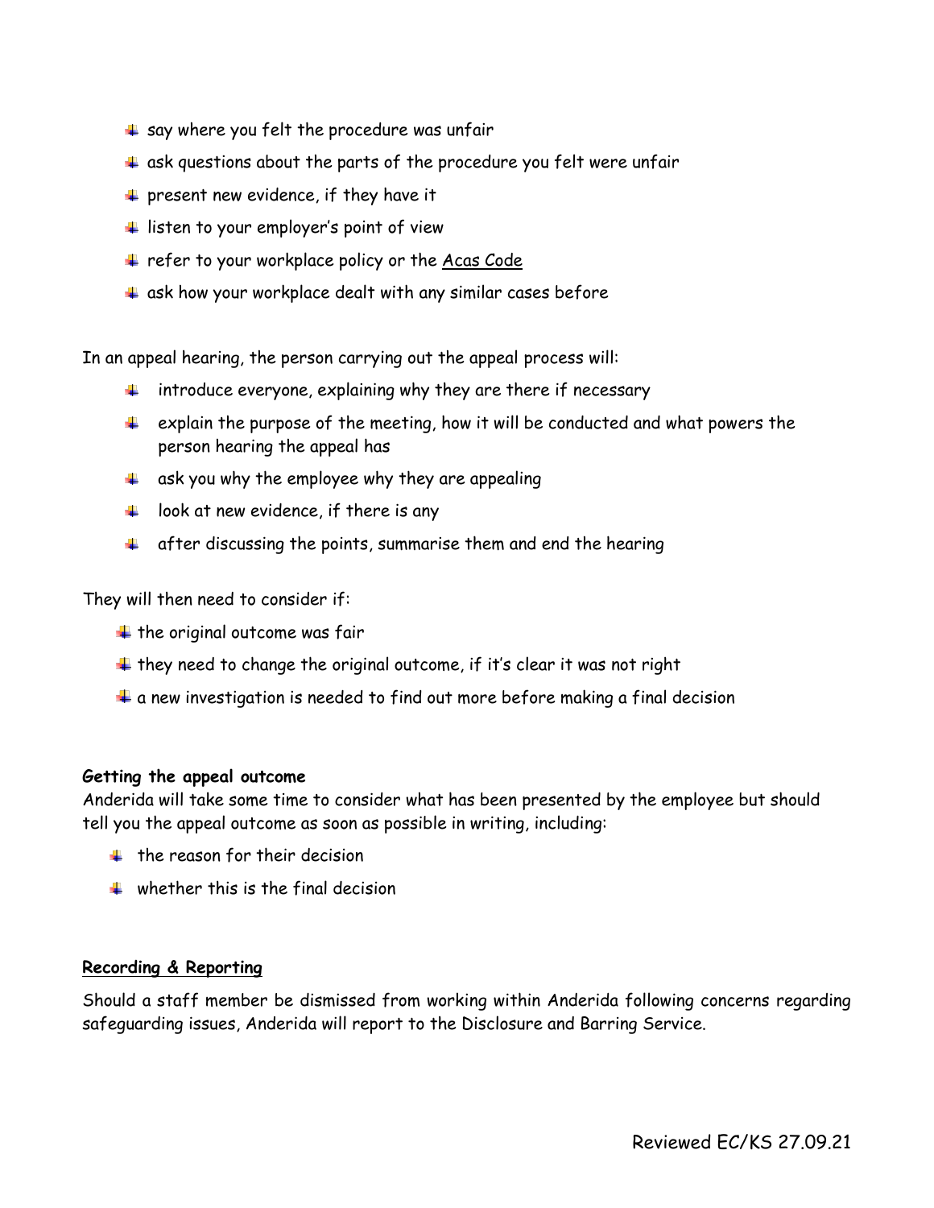- say where you felt the procedure was unfair
- ask questions about the parts of the procedure you felt were unfair
- present new evidence, if they have it
- listen to your employer's point of view
- refer to your workplace policy or the Acas Code
- ask how your workplace dealt with any similar cases before

In an appeal hearing, the person carrying out the appeal process will:

- introduce everyone, explaining why they are there if necessary
- explain the purpose of the meeting, how it will be conducted and what powers the person hearing the appeal has
- ask you why the employee why they are appealing
- look at new evidence, if there is any
- after discussing the points, summarise them and end the hearing

They will then need to consider if:

- the original outcome was fair
- they need to change the original outcome, if it's clear it was not right
- a new investigation is needed to find out more before making a final decision

**Getting the appeal outcome**

Anderida will take some time to consider what has been presented by the employee but should tell you the appeal outcome as soon as possible in writing, including:

- the reason for their decision
- whether this is the final decision

**Recording & Reporting**

Should a staff member be dismissed from working within Anderida following concerns regarding safeguarding issues, Anderida will report to the Disclosure and Barring Service.

Reviewed EC/KS 27.09.21